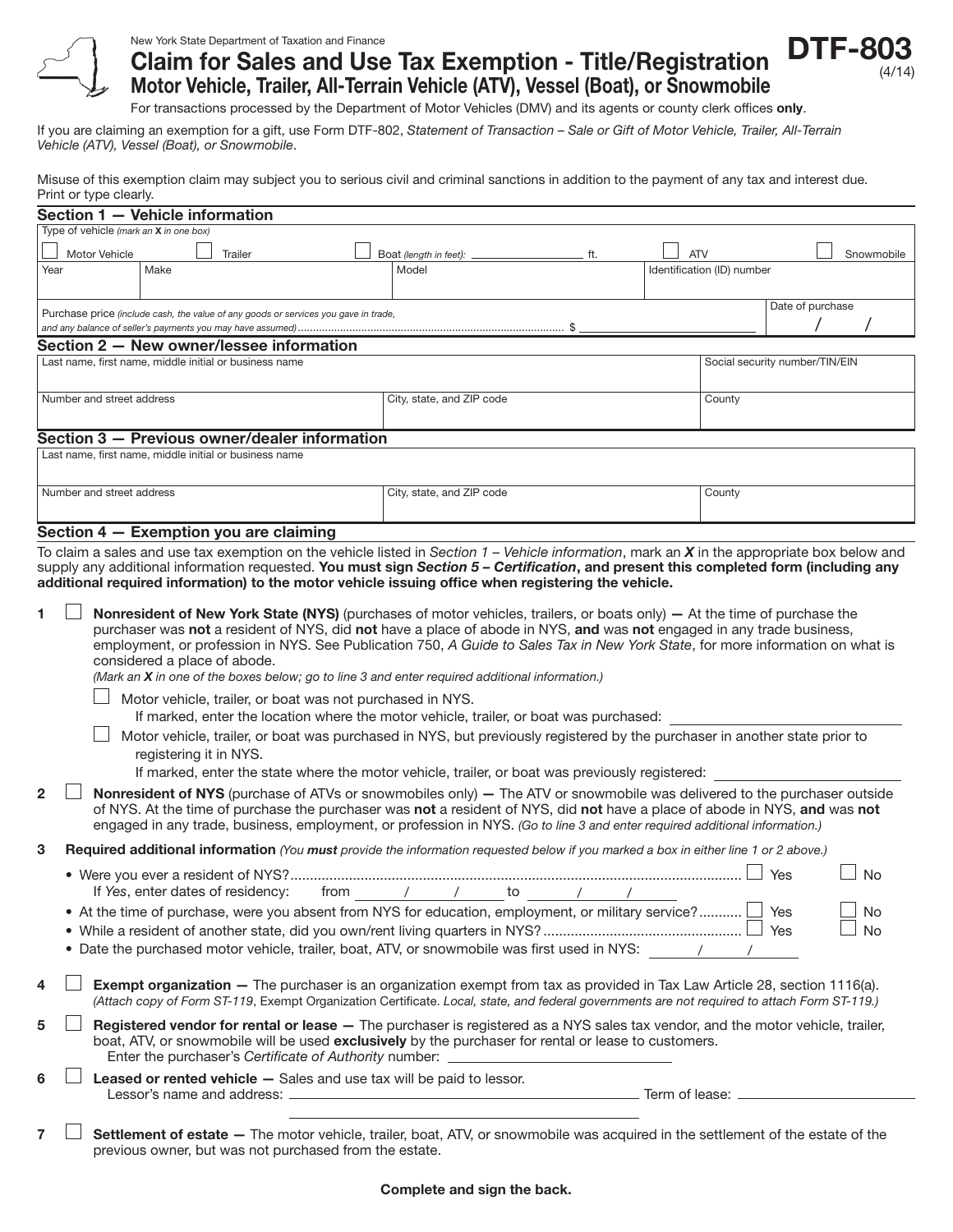New York State Department of Taxation and Finance

# Claim for Sales and Use Tax Exemption - Title/Registration

## Motor Vehicle, Trailer, All-Terrain Vehicle (ATV), Vessel (Boat), or Snowmobile

**DTF-803** (4/14)

For transactions processed by the Department of Motor Vehicles (DMV) and its agents or county clerk offices **only**.

If you are claiming an exemption for a gift, use Form DTF-802, *Statement of Transaction – Sale or Gift of Motor Vehicle, Trailer, All-Terrain Vehicle (ATV), Vessel (Boat), or Snowmobile*.

Misuse of this exemption claim may subject you to serious civil and criminal sanctions in addition to the payment of any tax and interest due. Print or type clearly.

### Section 1 — Vehicle information

Type of vehicle *(mark an **X** in one box)*

☐ Motor Vehicle ☐ Trailer ☐ Boat *(length in feet)*: ______ ft. ☐ ATV ☐ Snowmobile

| Year | Make | Model | Identification (ID) number |
|---|---|---|---|
| | | | |

| Purchase price *(include cash, the value of any goods or services you gave in trade, and any balance of seller's payments you may have assumed)* | Date of purchase |
|---|---|
| $ | / / |

### Section 2 — New owner/lessee information

| Last name, first name, middle initial or business name | | Social security number/TIN/EIN |
|---|---|---|
| | | |
| **Number and street address** | **City, state, and ZIP code** | **County** |
| | | |

### Section 3 — Previous owner/dealer information

| Last name, first name, middle initial or business name | | |
|---|---|---|
| | | |
| **Number and street address** | **City, state, and ZIP code** | **County** |
| | | |

### Section 4 — Exemption you are claiming

To claim a sales and use tax exemption on the vehicle listed in *Section 1 – Vehicle information*, mark an ***X*** in the appropriate box below and supply any additional information requested. **You must sign *Section 5 – Certification*, and present this completed form (including any additional required information) to the motor vehicle issuing office when registering the vehicle.**

**1** ☐ **Nonresident of New York State (NYS)** (purchases of motor vehicles, trailers, or boats only) **—** At the time of purchase the purchaser was **not** a resident of NYS, did **not** have a place of abode in NYS, **and** was **not** engaged in any trade business, employment, or profession in NYS. See Publication 750, *A Guide to Sales Tax in New York State*, for more information on what is considered a place of abode.
*(Mark an **X** in one of the boxes below; go to line 3 and enter required additional information.)*

☐ Motor vehicle, trailer, or boat was not purchased in NYS.
If marked, enter the location where the motor vehicle, trailer, or boat was purchased: ____________

☐ Motor vehicle, trailer, or boat was purchased in NYS, but previously registered by the purchaser in another state prior to registering it in NYS.
If marked, enter the state where the motor vehicle, trailer, or boat was previously registered: ____________

**2** ☐ **Nonresident of NYS** (purchase of ATVs or snowmobiles only) **—** The ATV or snowmobile was delivered to the purchaser outside of NYS. At the time of purchase the purchaser was **not** a resident of NYS, did **not** have a place of abode in NYS, **and** was **not** engaged in any trade, business, employment, or profession in NYS. *(Go to line 3 and enter required additional information.)*

**3** **Required additional information** *(You **must** provide the information requested below if you marked a box in either line 1 or 2 above.)*

- Were you ever a resident of NYS? ☐ Yes ☐ No
  If *Yes*, enter dates of residency: from ___ / ___ / ___ to ___ / ___ / ___
- At the time of purchase, were you absent from NYS for education, employment, or military service? ☐ Yes ☐ No
- While a resident of another state, did you own/rent living quarters in NYS? ☐ Yes ☐ No
- Date the purchased motor vehicle, trailer, boat, ATV, or snowmobile was first used in NYS: ___ / ___ / ___

**4** ☐ **Exempt organization —** The purchaser is an organization exempt from tax as provided in Tax Law Article 28, section 1116(a). *(Attach copy of Form ST-119*, Exempt Organization Certificate. *Local, state, and federal governments are not required to attach Form ST-119.)*

**5** ☐ **Registered vendor for rental or lease —** The purchaser is registered as a NYS sales tax vendor, and the motor vehicle, trailer, boat, ATV, or snowmobile will be used **exclusively** by the purchaser for rental or lease to customers.
Enter the purchaser's *Certificate of Authority* number: ____________

**6** ☐ **Leased or rented vehicle —** Sales and use tax will be paid to lessor.
Lessor's name and address: ____________ Term of lease: ____________

**7** ☐ **Settlement of estate —** The motor vehicle, trailer, boat, ATV, or snowmobile was acquired in the settlement of the estate of the previous owner, but was not purchased from the estate.

**Complete and sign the back.**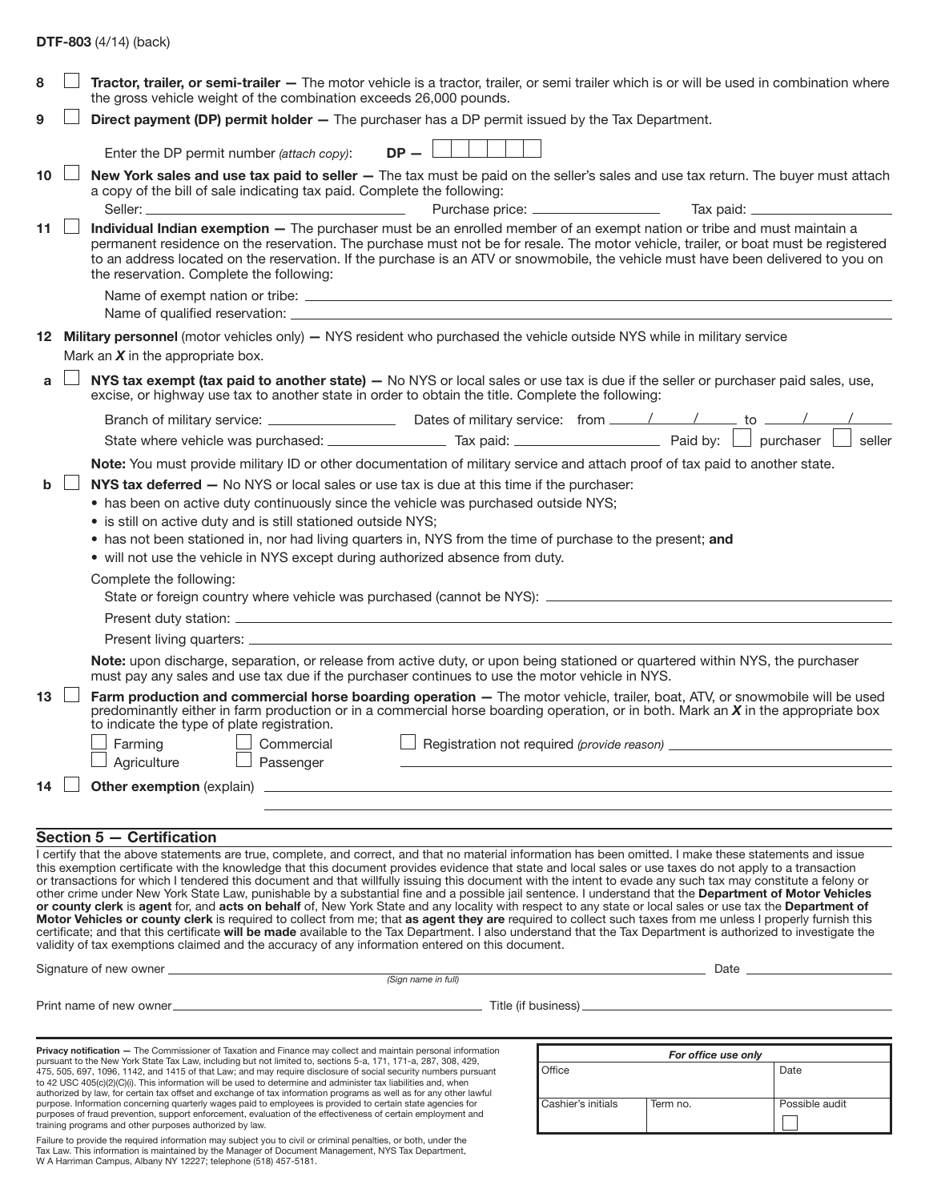DTF-803 (4/14) (back)

8 ☐ **Tractor, trailer, or semi-trailer —** The motor vehicle is a tractor, trailer, or semi trailer which is or will be used in combination where the gross vehicle weight of the combination exceeds 26,000 pounds.

9 ☐ **Direct payment (DP) permit holder —** The purchaser has a DP permit issued by the Tax Department.

Enter the DP permit number *(attach copy)*: **DP —** ______

10 ☐ **New York sales and use tax paid to seller —** The tax must be paid on the seller's sales and use tax return. The buyer must attach a copy of the bill of sale indicating tax paid. Complete the following:

Seller: ______ Purchase price: ______ Tax paid: ______

11 ☐ **Individual Indian exemption —** The purchaser must be an enrolled member of an exempt nation or tribe and must maintain a permanent residence on the reservation. The purchase must not be for resale. The motor vehicle, trailer, or boat must be registered to an address located on the reservation. If the purchase is an ATV or snowmobile, the vehicle must have been delivered to you on the reservation. Complete the following:

Name of exempt nation or tribe: ______

Name of qualified reservation: ______

12 **Military personnel** (motor vehicles only) **—** NYS resident who purchased the vehicle outside NYS while in military service

Mark an ***X*** in the appropriate box.

a ☐ **NYS tax exempt (tax paid to another state) —** No NYS or local sales or use tax is due if the seller or purchaser paid sales, use, excise, or highway use tax to another state in order to obtain the title. Complete the following:

Branch of military service: ______ Dates of military service: from ___/___/___ to ___/___/___

State where vehicle was purchased: ______ Tax paid: ______ Paid by: ☐ purchaser ☐ seller

**Note:** You must provide military ID or other documentation of military service and attach proof of tax paid to another state.

b ☐ **NYS tax deferred —** No NYS or local sales or use tax is due at this time if the purchaser:

- has been on active duty continuously since the vehicle was purchased outside NYS;
- is still on active duty and is still stationed outside NYS;
- has not been stationed in, nor had living quarters in, NYS from the time of purchase to the present; **and**
- will not use the vehicle in NYS except during authorized absence from duty.

Complete the following:

State or foreign country where vehicle was purchased (cannot be NYS): ______

Present duty station: ______

Present living quarters: ______

**Note:** upon discharge, separation, or release from active duty, or upon being stationed or quartered within NYS, the purchaser must pay any sales and use tax due if the purchaser continues to use the motor vehicle in NYS.

13 ☐ **Farm production and commercial horse boarding operation —** The motor vehicle, trailer, boat, ATV, or snowmobile will be used predominantly either in farm production or in a commercial horse boarding operation, or in both. Mark an ***X*** in the appropriate box to indicate the type of plate registration.

☐ Farming ☐ Commercial ☐ Registration not required *(provide reason)* ______

☐ Agriculture ☐ Passenger

14 ☐ **Other exemption** (explain) ______

## Section 5 — Certification

I certify that the above statements are true, complete, and correct, and that no material information has been omitted. I make these statements and issue this exemption certificate with the knowledge that this document provides evidence that state and local sales or use taxes do not apply to a transaction or transactions for which I tendered this document and that willfully issuing this document with the intent to evade any such tax may constitute a felony or other crime under New York State Law, punishable by a substantial fine and a possible jail sentence. I understand that the **Department of Motor Vehicles or county clerk** is **agent** for, and **acts on behalf** of, New York State and any locality with respect to any state or local sales or use tax the **Department of Motor Vehicles or county clerk** is required to collect from me; that **as agent they are** required to collect such taxes from me unless I properly furnish this certificate; and that this certificate **will be made** available to the Tax Department. I also understand that the Tax Department is authorized to investigate the validity of tax exemptions claimed and the accuracy of any information entered on this document.

Signature of new owner ______ *(Sign name in full)* Date ______

Print name of new owner ______ Title (if business) ______

**Privacy notification —** The Commissioner of Taxation and Finance may collect and maintain personal information pursuant to the New York State Tax Law, including but not limited to, sections 5-a, 171, 171-a, 287, 308, 429, 475, 505, 697, 1096, 1142, and 1415 of that Law; and may require disclosure of social security numbers pursuant to 42 USC 405(c)(2)(C)(i). This information will be used to determine and administer tax liabilities and, when authorized by law, for certain tax offset and exchange of tax information programs as well as for any other lawful purpose. Information concerning quarterly wages paid to employees is provided to certain state agencies for purposes of fraud prevention, support enforcement, evaluation of the effectiveness of certain employment and training programs and other purposes authorized by law.

Failure to provide the required information may subject you to civil or criminal penalties, or both, under the Tax Law. This information is maintained by the Manager of Document Management, NYS Tax Department, W A Harriman Campus, Albany NY 12227; telephone (518) 457-5181.

| *For office use only* | | |
|---|---|---|
| Office | | Date |
| Cashier's initials | Term no. | Possible audit ☐ |